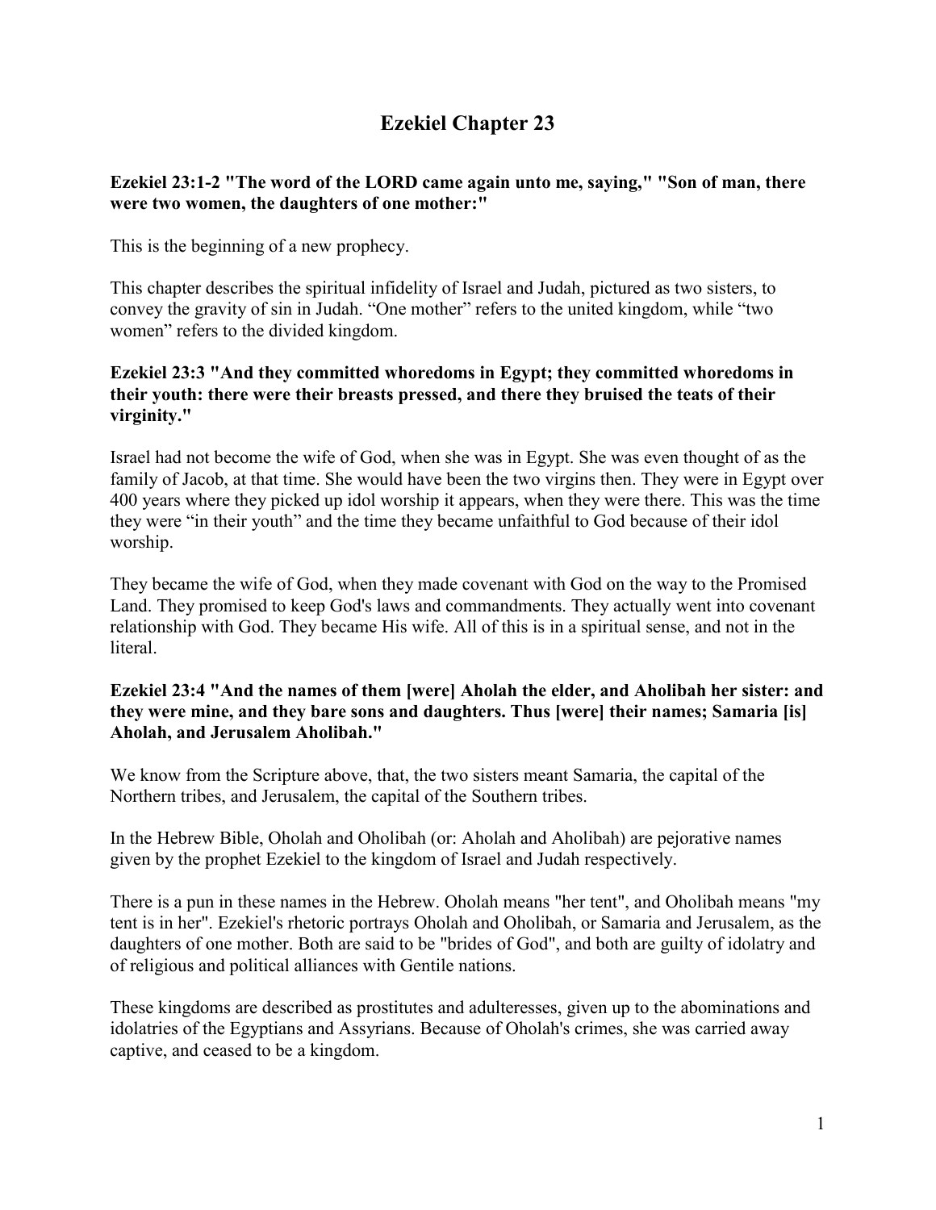# Ezekiel Chapter 23

**Ezekiel 23:1-2 "The word of the LORD came again unto me, saying," "Son of man, there were two women, the daughters of one mother:"**

This is the beginning of a new prophecy.

This chapter describes the spiritual infidelity of Israel and Judah, pictured as two sisters, to convey the gravity of sin in Judah. "One mother" refers to the united kingdom, while "two women" refers to the divided kingdom.

**Ezekiel 23:3 "And they committed whoredoms in Egypt; they committed whoredoms in their youth: there were their breasts pressed, and there they bruised the teats of their virginity."**

Israel had not become the wife of God, when she was in Egypt. She was even thought of as the family of Jacob, at that time. She would have been the two virgins then. They were in Egypt over 400 years where they picked up idol worship it appears, when they were there. This was the time they were "in their youth" and the time they became unfaithful to God because of their idol worship.

They became the wife of God, when they made covenant with God on the way to the Promised Land. They promised to keep God's laws and commandments. They actually went into covenant relationship with God. They became His wife. All of this is in a spiritual sense, and not in the literal.

**Ezekiel 23:4 "And the names of them [were] Aholah the elder, and Aholibah her sister: and they were mine, and they bare sons and daughters. Thus [were] their names; Samaria [is] Aholah, and Jerusalem Aholibah."**

We know from the Scripture above, that, the two sisters meant Samaria, the capital of the Northern tribes, and Jerusalem, the capital of the Southern tribes.

In the Hebrew Bible, Oholah and Oholibah (or: Aholah and Aholibah) are pejorative names given by the prophet Ezekiel to the kingdom of Israel and Judah respectively.

There is a pun in these names in the Hebrew. Oholah means "her tent", and Oholibah means "my tent is in her". Ezekiel's rhetoric portrays Oholah and Oholibah, or Samaria and Jerusalem, as the daughters of one mother. Both are said to be "brides of God", and both are guilty of idolatry and of religious and political alliances with Gentile nations.

These kingdoms are described as prostitutes and adulteresses, given up to the abominations and idolatries of the Egyptians and Assyrians. Because of Oholah's crimes, she was carried away captive, and ceased to be a kingdom.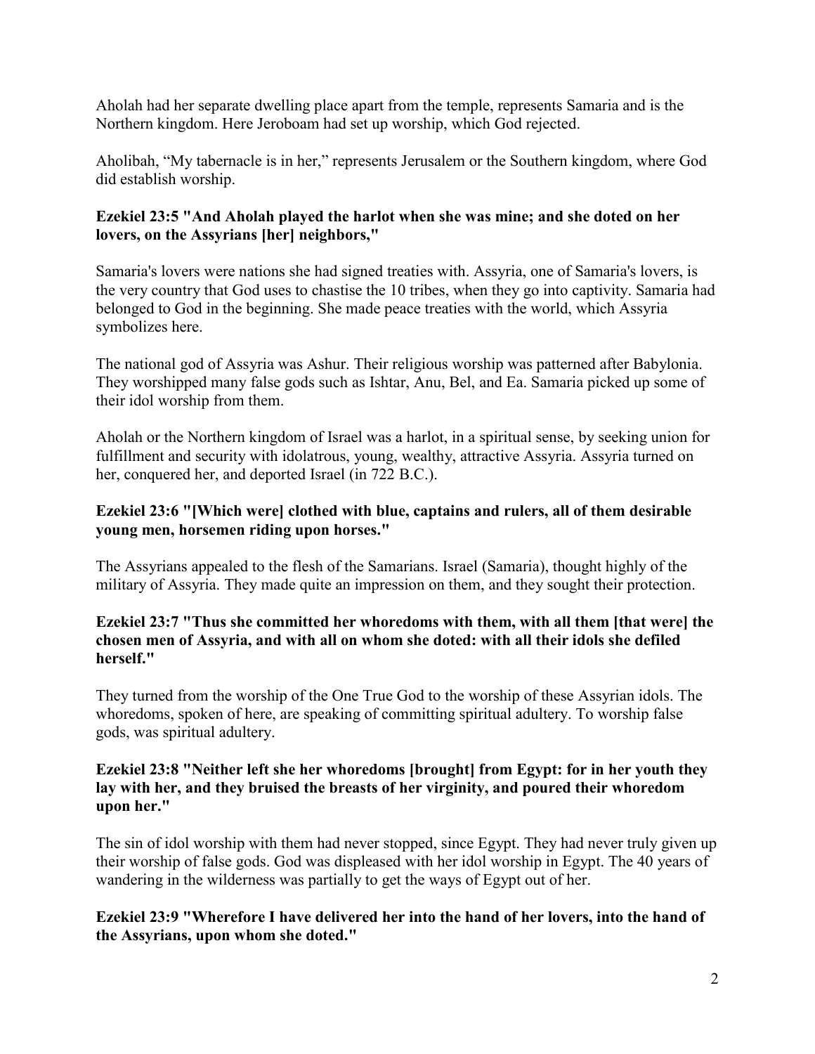Aholah had her separate dwelling place apart from the temple, represents Samaria and is the Northern kingdom. Here Jeroboam had set up worship, which God rejected.

Aholibah, “My tabernacle is in her,” represents Jerusalem or the Southern kingdom, where God did establish worship.

**Ezekiel 23:5 "And Aholah played the harlot when she was mine; and she doted on her lovers, on the Assyrians [her] neighbors,"**

Samaria's lovers were nations she had signed treaties with. Assyria, one of Samaria's lovers, is the very country that God uses to chastise the 10 tribes, when they go into captivity. Samaria had belonged to God in the beginning. She made peace treaties with the world, which Assyria symbolizes here.

The national god of Assyria was Ashur. Their religious worship was patterned after Babylonia. They worshipped many false gods such as Ishtar, Anu, Bel, and Ea. Samaria picked up some of their idol worship from them.

Aholah or the Northern kingdom of Israel was a harlot, in a spiritual sense, by seeking union for fulfillment and security with idolatrous, young, wealthy, attractive Assyria. Assyria turned on her, conquered her, and deported Israel (in 722 B.C.).

**Ezekiel 23:6 "[Which were] clothed with blue, captains and rulers, all of them desirable young men, horsemen riding upon horses."**

The Assyrians appealed to the flesh of the Samarians. Israel (Samaria), thought highly of the military of Assyria. They made quite an impression on them, and they sought their protection.

**Ezekiel 23:7 "Thus she committed her whoredoms with them, with all them [that were] the chosen men of Assyria, and with all on whom she doted: with all their idols she defiled herself."**

They turned from the worship of the One True God to the worship of these Assyrian idols. The whoredoms, spoken of here, are speaking of committing spiritual adultery. To worship false gods, was spiritual adultery.

**Ezekiel 23:8 "Neither left she her whoredoms [brought] from Egypt: for in her youth they lay with her, and they bruised the breasts of her virginity, and poured their whoredom upon her."**

The sin of idol worship with them had never stopped, since Egypt. They had never truly given up their worship of false gods. God was displeased with her idol worship in Egypt. The 40 years of wandering in the wilderness was partially to get the ways of Egypt out of her.

**Ezekiel 23:9 "Wherefore I have delivered her into the hand of her lovers, into the hand of the Assyrians, upon whom she doted."**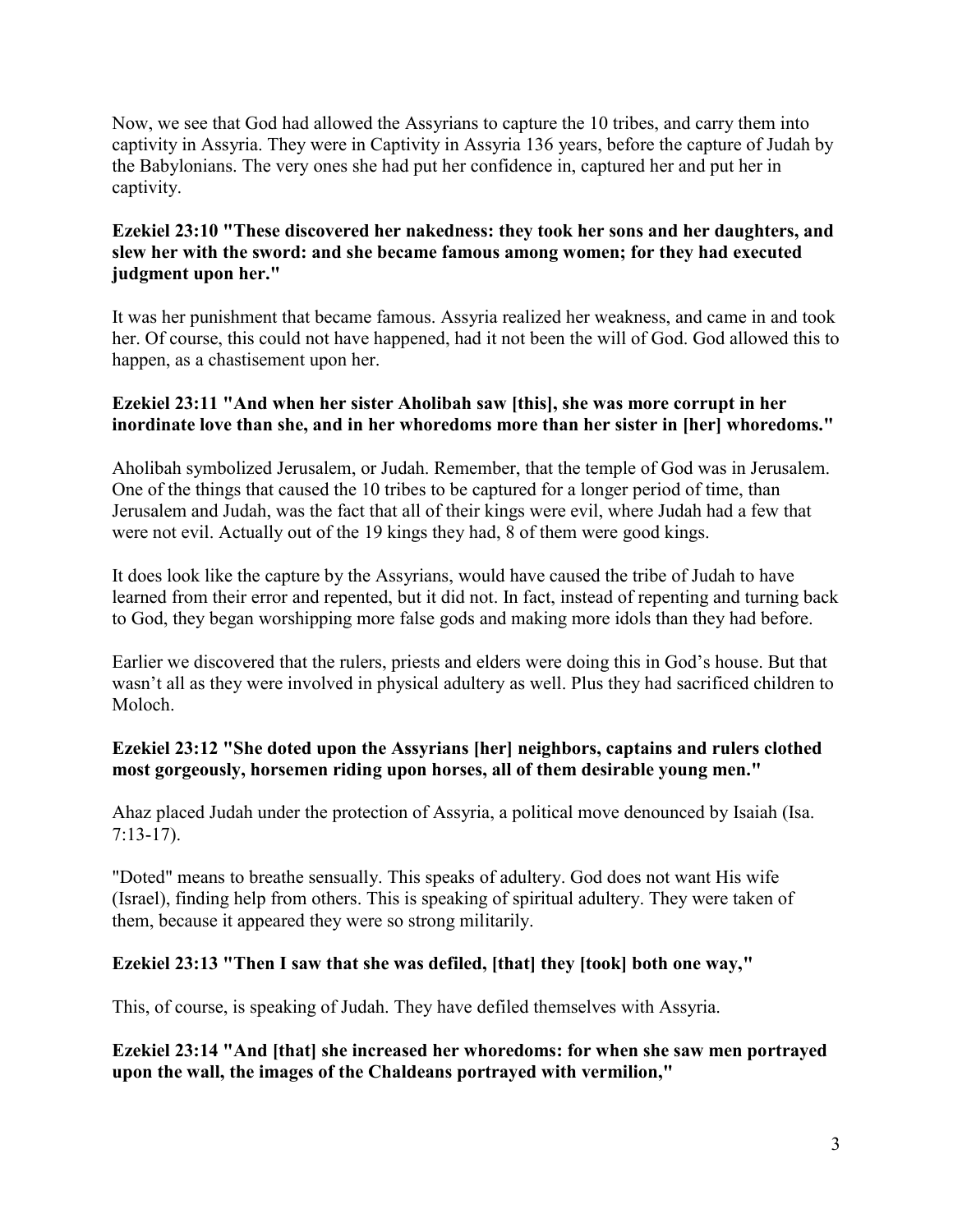Now, we see that God had allowed the Assyrians to capture the 10 tribes, and carry them into captivity in Assyria. They were in Captivity in Assyria 136 years, before the capture of Judah by the Babylonians. The very ones she had put her confidence in, captured her and put her in captivity.

**Ezekiel 23:10 "These discovered her nakedness: they took her sons and her daughters, and slew her with the sword: and she became famous among women; for they had executed judgment upon her."**

It was her punishment that became famous. Assyria realized her weakness, and came in and took her. Of course, this could not have happened, had it not been the will of God. God allowed this to happen, as a chastisement upon her.

**Ezekiel 23:11 "And when her sister Aholibah saw [this], she was more corrupt in her inordinate love than she, and in her whoredoms more than her sister in [her] whoredoms."**

Aholibah symbolized Jerusalem, or Judah. Remember, that the temple of God was in Jerusalem. One of the things that caused the 10 tribes to be captured for a longer period of time, than Jerusalem and Judah, was the fact that all of their kings were evil, where Judah had a few that were not evil. Actually out of the 19 kings they had, 8 of them were good kings.

It does look like the capture by the Assyrians, would have caused the tribe of Judah to have learned from their error and repented, but it did not. In fact, instead of repenting and turning back to God, they began worshipping more false gods and making more idols than they had before.

Earlier we discovered that the rulers, priests and elders were doing this in God's house. But that wasn't all as they were involved in physical adultery as well. Plus they had sacrificed children to Moloch.

**Ezekiel 23:12 "She doted upon the Assyrians [her] neighbors, captains and rulers clothed most gorgeously, horsemen riding upon horses, all of them desirable young men."**

Ahaz placed Judah under the protection of Assyria, a political move denounced by Isaiah (Isa. 7:13-17).

"Doted" means to breathe sensually. This speaks of adultery. God does not want His wife (Israel), finding help from others. This is speaking of spiritual adultery. They were taken of them, because it appeared they were so strong militarily.

**Ezekiel 23:13 "Then I saw that she was defiled, [that] they [took] both one way,"**

This, of course, is speaking of Judah. They have defiled themselves with Assyria.

**Ezekiel 23:14 "And [that] she increased her whoredoms: for when she saw men portrayed upon the wall, the images of the Chaldeans portrayed with vermilion,"**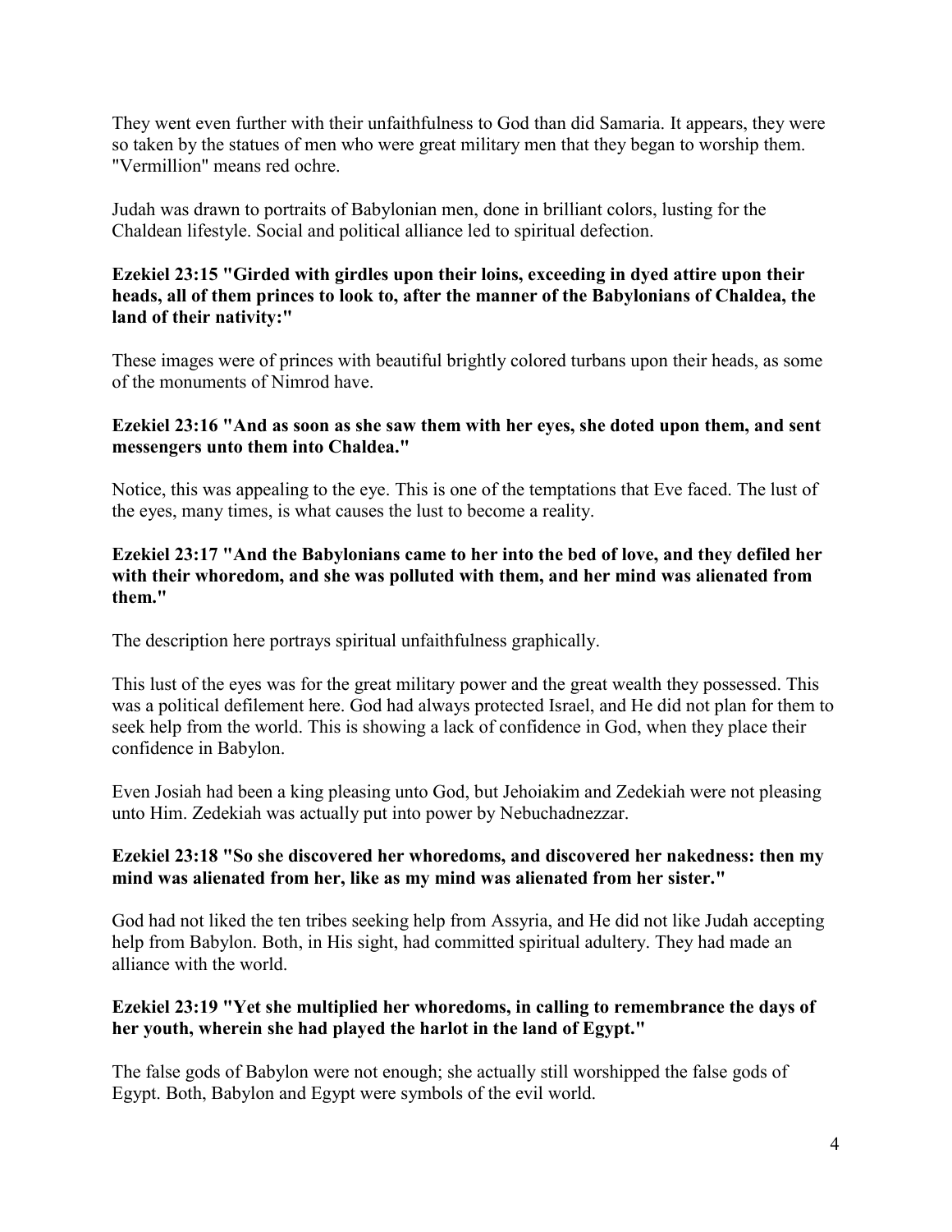They went even further with their unfaithfulness to God than did Samaria. It appears, they were so taken by the statues of men who were great military men that they began to worship them. "Vermillion" means red ochre.

Judah was drawn to portraits of Babylonian men, done in brilliant colors, lusting for the Chaldean lifestyle. Social and political alliance led to spiritual defection.

**Ezekiel 23:15 "Girded with girdles upon their loins, exceeding in dyed attire upon their heads, all of them princes to look to, after the manner of the Babylonians of Chaldea, the land of their nativity:"**

These images were of princes with beautiful brightly colored turbans upon their heads, as some of the monuments of Nimrod have.

**Ezekiel 23:16 "And as soon as she saw them with her eyes, she doted upon them, and sent messengers unto them into Chaldea."**

Notice, this was appealing to the eye. This is one of the temptations that Eve faced. The lust of the eyes, many times, is what causes the lust to become a reality.

**Ezekiel 23:17 "And the Babylonians came to her into the bed of love, and they defiled her with their whoredom, and she was polluted with them, and her mind was alienated from them."**

The description here portrays spiritual unfaithfulness graphically.

This lust of the eyes was for the great military power and the great wealth they possessed. This was a political defilement here. God had always protected Israel, and He did not plan for them to seek help from the world. This is showing a lack of confidence in God, when they place their confidence in Babylon.

Even Josiah had been a king pleasing unto God, but Jehoiakim and Zedekiah were not pleasing unto Him. Zedekiah was actually put into power by Nebuchadnezzar.

**Ezekiel 23:18 "So she discovered her whoredoms, and discovered her nakedness: then my mind was alienated from her, like as my mind was alienated from her sister."**

God had not liked the ten tribes seeking help from Assyria, and He did not like Judah accepting help from Babylon. Both, in His sight, had committed spiritual adultery. They had made an alliance with the world.

**Ezekiel 23:19 "Yet she multiplied her whoredoms, in calling to remembrance the days of her youth, wherein she had played the harlot in the land of Egypt."**

The false gods of Babylon were not enough; she actually still worshipped the false gods of Egypt. Both, Babylon and Egypt were symbols of the evil world.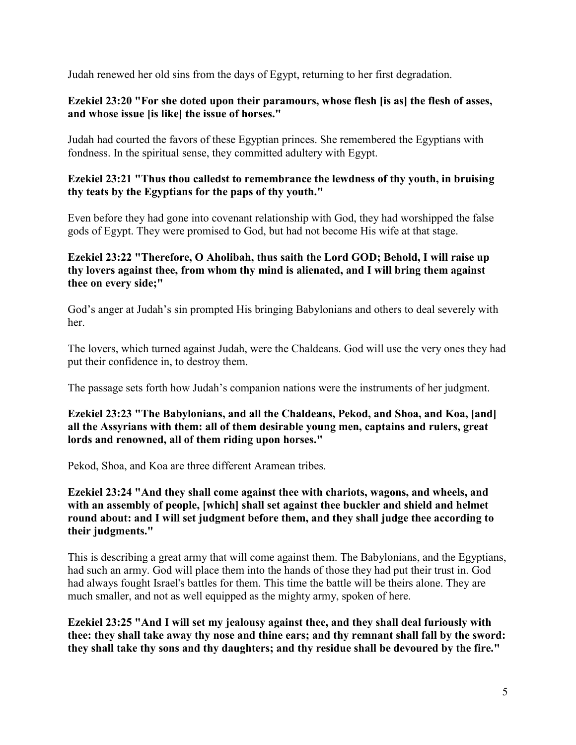Judah renewed her old sins from the days of Egypt, returning to her first degradation.

**Ezekiel 23:20 "For she doted upon their paramours, whose flesh [is as] the flesh of asses, and whose issue [is like] the issue of horses."**

Judah had courted the favors of these Egyptian princes. She remembered the Egyptians with fondness. In the spiritual sense, they committed adultery with Egypt.

**Ezekiel 23:21 "Thus thou calledst to remembrance the lewdness of thy youth, in bruising thy teats by the Egyptians for the paps of thy youth."**

Even before they had gone into covenant relationship with God, they had worshipped the false gods of Egypt. They were promised to God, but had not become His wife at that stage.

**Ezekiel 23:22 "Therefore, O Aholibah, thus saith the Lord GOD; Behold, I will raise up thy lovers against thee, from whom thy mind is alienated, and I will bring them against thee on every side;"**

God's anger at Judah's sin prompted His bringing Babylonians and others to deal severely with her.

The lovers, which turned against Judah, were the Chaldeans. God will use the very ones they had put their confidence in, to destroy them.

The passage sets forth how Judah's companion nations were the instruments of her judgment.

**Ezekiel 23:23 "The Babylonians, and all the Chaldeans, Pekod, and Shoa, and Koa, [and] all the Assyrians with them: all of them desirable young men, captains and rulers, great lords and renowned, all of them riding upon horses."**

Pekod, Shoa, and Koa are three different Aramean tribes.

**Ezekiel 23:24 "And they shall come against thee with chariots, wagons, and wheels, and with an assembly of people, [which] shall set against thee buckler and shield and helmet round about: and I will set judgment before them, and they shall judge thee according to their judgments."**

This is describing a great army that will come against them. The Babylonians, and the Egyptians, had such an army. God will place them into the hands of those they had put their trust in. God had always fought Israel's battles for them. This time the battle will be theirs alone. They are much smaller, and not as well equipped as the mighty army, spoken of here.

**Ezekiel 23:25 "And I will set my jealousy against thee, and they shall deal furiously with thee: they shall take away thy nose and thine ears; and thy remnant shall fall by the sword: they shall take thy sons and thy daughters; and thy residue shall be devoured by the fire."**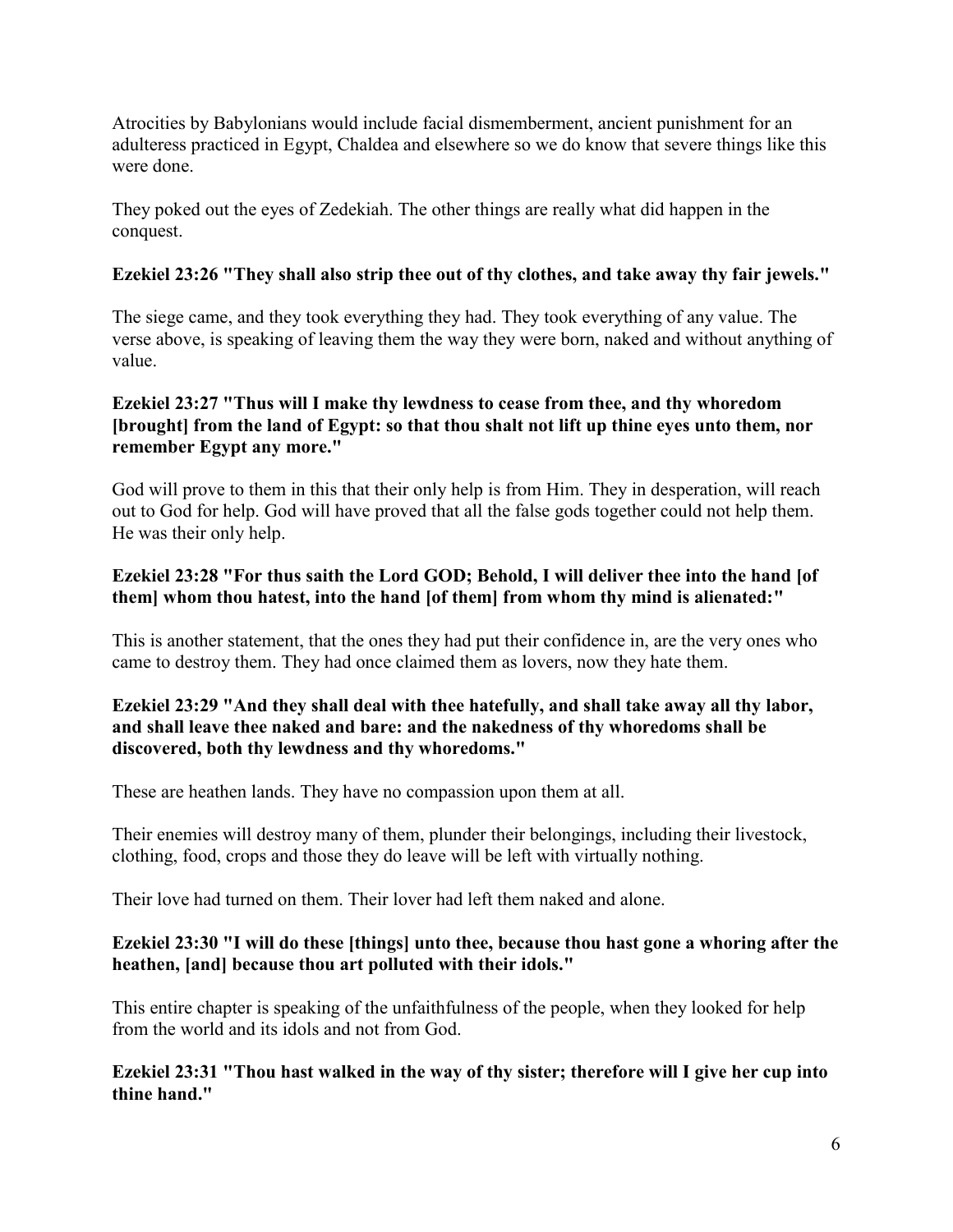Atrocities by Babylonians would include facial dismemberment, ancient punishment for an adulteress practiced in Egypt, Chaldea and elsewhere so we do know that severe things like this were done.

They poked out the eyes of Zedekiah. The other things are really what did happen in the conquest.

**Ezekiel 23:26 "They shall also strip thee out of thy clothes, and take away thy fair jewels."**

The siege came, and they took everything they had. They took everything of any value. The verse above, is speaking of leaving them the way they were born, naked and without anything of value.

**Ezekiel 23:27 "Thus will I make thy lewdness to cease from thee, and thy whoredom [brought] from the land of Egypt: so that thou shalt not lift up thine eyes unto them, nor remember Egypt any more."**

God will prove to them in this that their only help is from Him. They in desperation, will reach out to God for help. God will have proved that all the false gods together could not help them. He was their only help.

**Ezekiel 23:28 "For thus saith the Lord GOD; Behold, I will deliver thee into the hand [of them] whom thou hatest, into the hand [of them] from whom thy mind is alienated:"**

This is another statement, that the ones they had put their confidence in, are the very ones who came to destroy them. They had once claimed them as lovers, now they hate them.

**Ezekiel 23:29 "And they shall deal with thee hatefully, and shall take away all thy labor, and shall leave thee naked and bare: and the nakedness of thy whoredoms shall be discovered, both thy lewdness and thy whoredoms."**

These are heathen lands. They have no compassion upon them at all.

Their enemies will destroy many of them, plunder their belongings, including their livestock, clothing, food, crops and those they do leave will be left with virtually nothing.

Their love had turned on them. Their lover had left them naked and alone.

**Ezekiel 23:30 "I will do these [things] unto thee, because thou hast gone a whoring after the heathen, [and] because thou art polluted with their idols."**

This entire chapter is speaking of the unfaithfulness of the people, when they looked for help from the world and its idols and not from God.

**Ezekiel 23:31 "Thou hast walked in the way of thy sister; therefore will I give her cup into thine hand."**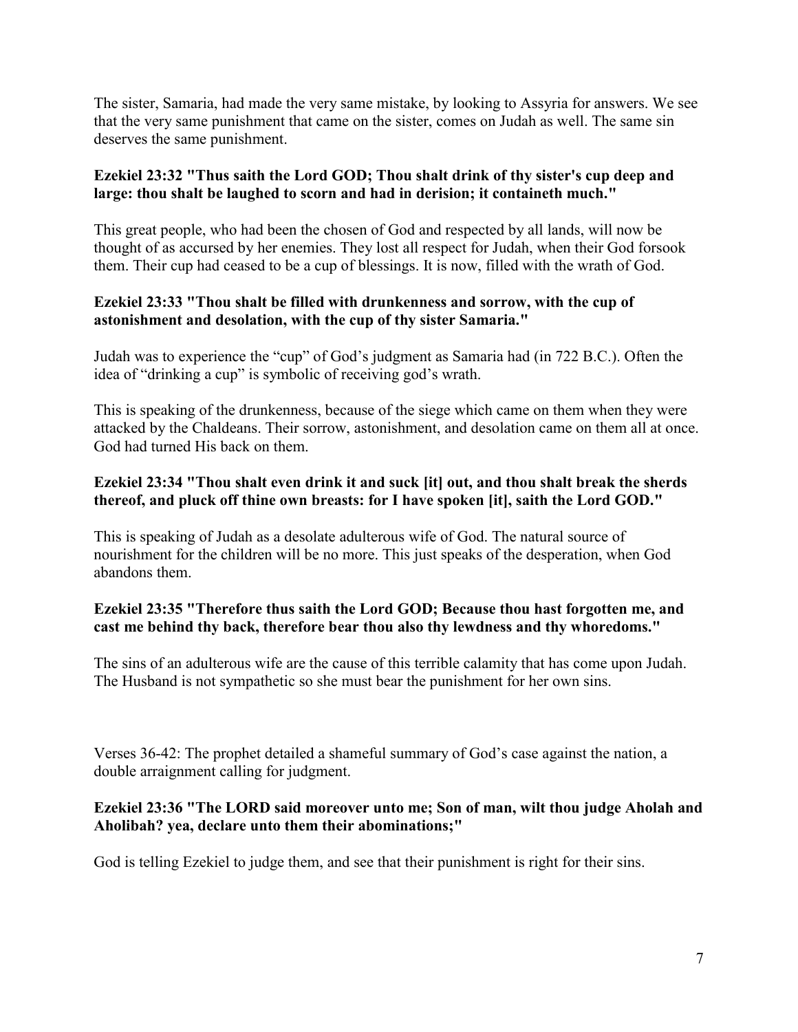The sister, Samaria, had made the very same mistake, by looking to Assyria for answers. We see that the very same punishment that came on the sister, comes on Judah as well. The same sin deserves the same punishment.

**Ezekiel 23:32 "Thus saith the Lord GOD; Thou shalt drink of thy sister's cup deep and large: thou shalt be laughed to scorn and had in derision; it containeth much."**

This great people, who had been the chosen of God and respected by all lands, will now be thought of as accursed by her enemies. They lost all respect for Judah, when their God forsook them. Their cup had ceased to be a cup of blessings. It is now, filled with the wrath of God.

**Ezekiel 23:33 "Thou shalt be filled with drunkenness and sorrow, with the cup of astonishment and desolation, with the cup of thy sister Samaria."**

Judah was to experience the "cup" of God's judgment as Samaria had (in 722 B.C.). Often the idea of "drinking a cup" is symbolic of receiving god's wrath.

This is speaking of the drunkenness, because of the siege which came on them when they were attacked by the Chaldeans. Their sorrow, astonishment, and desolation came on them all at once. God had turned His back on them.

**Ezekiel 23:34 "Thou shalt even drink it and suck [it] out, and thou shalt break the sherds thereof, and pluck off thine own breasts: for I have spoken [it], saith the Lord GOD."**

This is speaking of Judah as a desolate adulterous wife of God. The natural source of nourishment for the children will be no more. This just speaks of the desperation, when God abandons them.

**Ezekiel 23:35 "Therefore thus saith the Lord GOD; Because thou hast forgotten me, and cast me behind thy back, therefore bear thou also thy lewdness and thy whoredoms."**

The sins of an adulterous wife are the cause of this terrible calamity that has come upon Judah. The Husband is not sympathetic so she must bear the punishment for her own sins.

Verses 36-42: The prophet detailed a shameful summary of God's case against the nation, a double arraignment calling for judgment.

**Ezekiel 23:36 "The LORD said moreover unto me; Son of man, wilt thou judge Aholah and Aholibah? yea, declare unto them their abominations;"**

God is telling Ezekiel to judge them, and see that their punishment is right for their sins.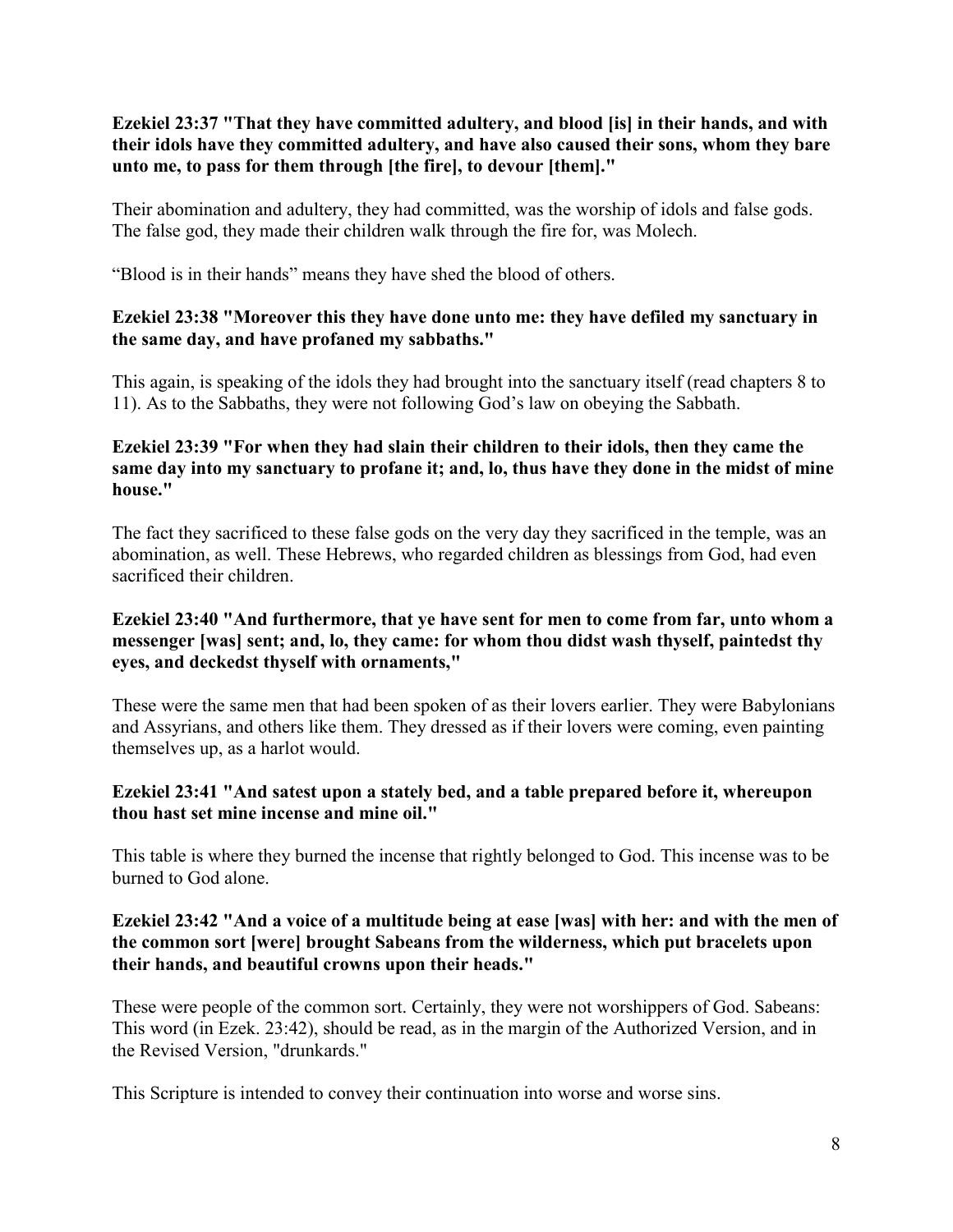**Ezekiel 23:37 "That they have committed adultery, and blood [is] in their hands, and with their idols have they committed adultery, and have also caused their sons, whom they bare unto me, to pass for them through [the fire], to devour [them]."**

Their abomination and adultery, they had committed, was the worship of idols and false gods. The false god, they made their children walk through the fire for, was Molech.

"Blood is in their hands" means they have shed the blood of others.

**Ezekiel 23:38 "Moreover this they have done unto me: they have defiled my sanctuary in the same day, and have profaned my sabbaths."**

This again, is speaking of the idols they had brought into the sanctuary itself (read chapters 8 to 11). As to the Sabbaths, they were not following God's law on obeying the Sabbath.

**Ezekiel 23:39 "For when they had slain their children to their idols, then they came the same day into my sanctuary to profane it; and, lo, thus have they done in the midst of mine house."**

The fact they sacrificed to these false gods on the very day they sacrificed in the temple, was an abomination, as well. These Hebrews, who regarded children as blessings from God, had even sacrificed their children.

**Ezekiel 23:40 "And furthermore, that ye have sent for men to come from far, unto whom a messenger [was] sent; and, lo, they came: for whom thou didst wash thyself, paintedst thy eyes, and deckedst thyself with ornaments,"**

These were the same men that had been spoken of as their lovers earlier. They were Babylonians and Assyrians, and others like them. They dressed as if their lovers were coming, even painting themselves up, as a harlot would.

**Ezekiel 23:41 "And satest upon a stately bed, and a table prepared before it, whereupon thou hast set mine incense and mine oil."**

This table is where they burned the incense that rightly belonged to God. This incense was to be burned to God alone.

**Ezekiel 23:42 "And a voice of a multitude being at ease [was] with her: and with the men of the common sort [were] brought Sabeans from the wilderness, which put bracelets upon their hands, and beautiful crowns upon their heads."**

These were people of the common sort. Certainly, they were not worshippers of God. Sabeans: This word (in Ezek. 23:42), should be read, as in the margin of the Authorized Version, and in the Revised Version, "drunkards."

This Scripture is intended to convey their continuation into worse and worse sins.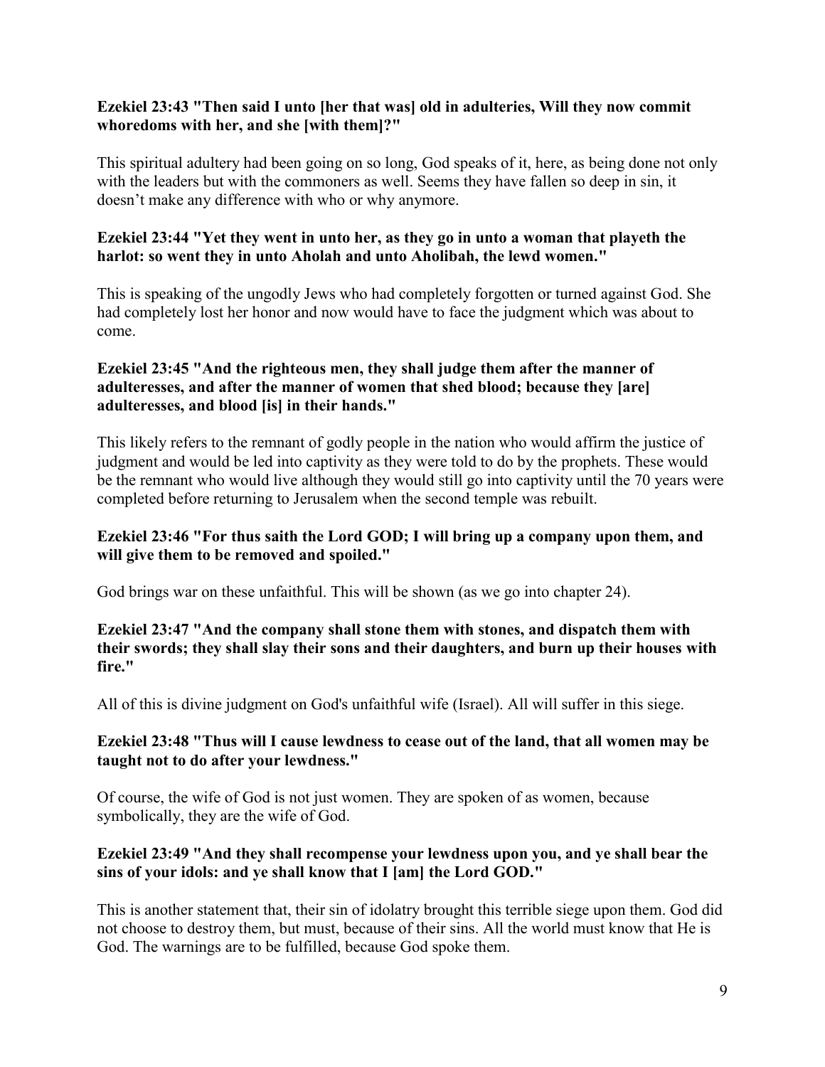**Ezekiel 23:43 "Then said I unto [her that was] old in adulteries, Will they now commit whoredoms with her, and she [with them]?"**

This spiritual adultery had been going on so long, God speaks of it, here, as being done not only with the leaders but with the commoners as well. Seems they have fallen so deep in sin, it doesn't make any difference with who or why anymore.

**Ezekiel 23:44 "Yet they went in unto her, as they go in unto a woman that playeth the harlot: so went they in unto Aholah and unto Aholibah, the lewd women."**

This is speaking of the ungodly Jews who had completely forgotten or turned against God. She had completely lost her honor and now would have to face the judgment which was about to come.

**Ezekiel 23:45 "And the righteous men, they shall judge them after the manner of adulteresses, and after the manner of women that shed blood; because they [are] adulteresses, and blood [is] in their hands."**

This likely refers to the remnant of godly people in the nation who would affirm the justice of judgment and would be led into captivity as they were told to do by the prophets. These would be the remnant who would live although they would still go into captivity until the 70 years were completed before returning to Jerusalem when the second temple was rebuilt.

**Ezekiel 23:46 "For thus saith the Lord GOD; I will bring up a company upon them, and will give them to be removed and spoiled."**

God brings war on these unfaithful. This will be shown (as we go into chapter 24).

**Ezekiel 23:47 "And the company shall stone them with stones, and dispatch them with their swords; they shall slay their sons and their daughters, and burn up their houses with fire."**

All of this is divine judgment on God's unfaithful wife (Israel). All will suffer in this siege.

**Ezekiel 23:48 "Thus will I cause lewdness to cease out of the land, that all women may be taught not to do after your lewdness."**

Of course, the wife of God is not just women. They are spoken of as women, because symbolically, they are the wife of God.

**Ezekiel 23:49 "And they shall recompense your lewdness upon you, and ye shall bear the sins of your idols: and ye shall know that I [am] the Lord GOD."**

This is another statement that, their sin of idolatry brought this terrible siege upon them. God did not choose to destroy them, but must, because of their sins. All the world must know that He is God. The warnings are to be fulfilled, because God spoke them.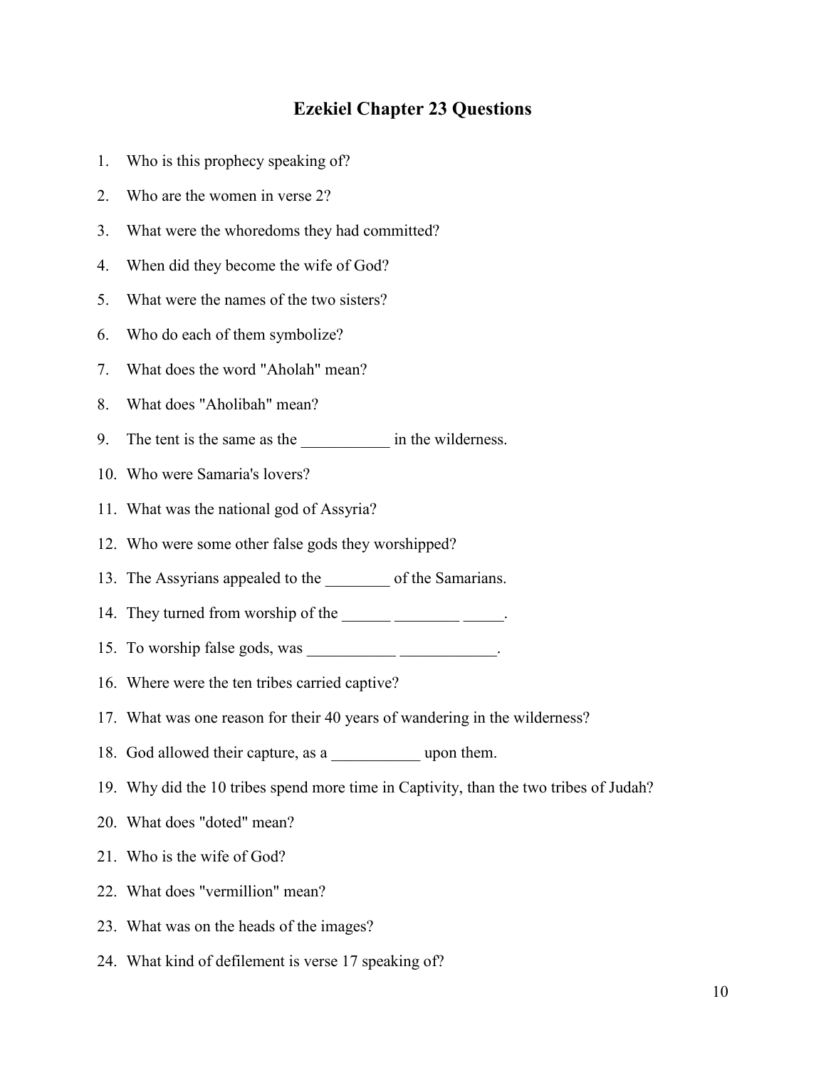# Ezekiel Chapter 23 Questions

1. Who is this prophecy speaking of?
2. Who are the women in verse 2?
3. What were the whoredoms they had committed?
4. When did they become the wife of God?
5. What were the names of the two sisters?
6. Who do each of them symbolize?
7. What does the word "Aholah" mean?
8. What does "Aholibah" mean?
9. The tent is the same as the ___________ in the wilderness.
10. Who were Samaria's lovers?
11. What was the national god of Assyria?
12. Who were some other false gods they worshipped?
13. The Assyrians appealed to the ________ of the Samarians.
14. They turned from worship of the ______ ________ _____.
15. To worship false gods, was ___________ ____________.
16. Where were the ten tribes carried captive?
17. What was one reason for their 40 years of wandering in the wilderness?
18. God allowed their capture, as a ___________ upon them.
19. Why did the 10 tribes spend more time in Captivity, than the two tribes of Judah?
20. What does "doted" mean?
21. Who is the wife of God?
22. What does "vermillion" mean?
23. What was on the heads of the images?
24. What kind of defilement is verse 17 speaking of?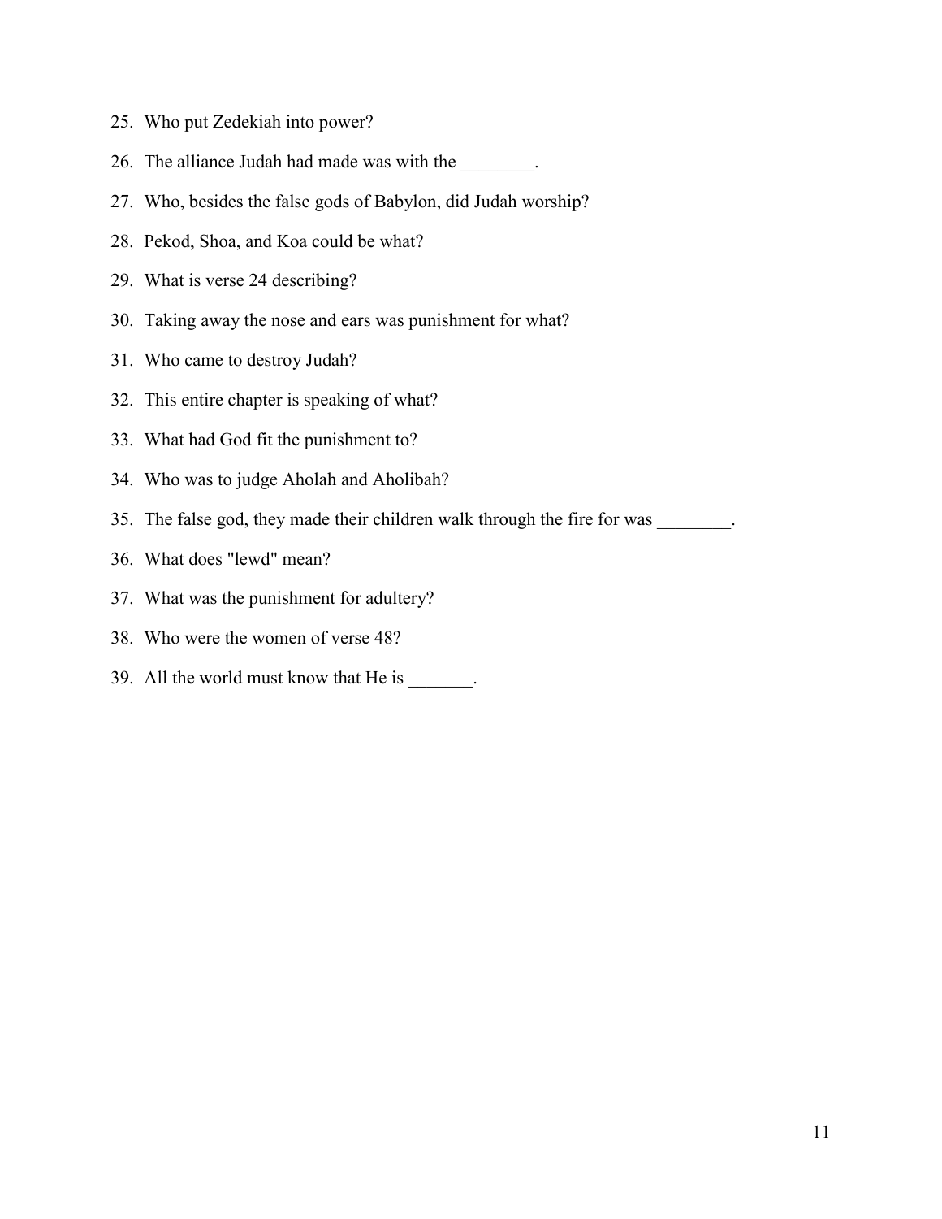25. Who put Zedekiah into power?
26. The alliance Judah had made was with the ________.
27. Who, besides the false gods of Babylon, did Judah worship?
28. Pekod, Shoa, and Koa could be what?
29. What is verse 24 describing?
30. Taking away the nose and ears was punishment for what?
31. Who came to destroy Judah?
32. This entire chapter is speaking of what?
33. What had God fit the punishment to?
34. Who was to judge Aholah and Aholibah?
35. The false god, they made their children walk through the fire for was ________.
36. What does "lewd" mean?
37. What was the punishment for adultery?
38. Who were the women of verse 48?
39. All the world must know that He is _______.